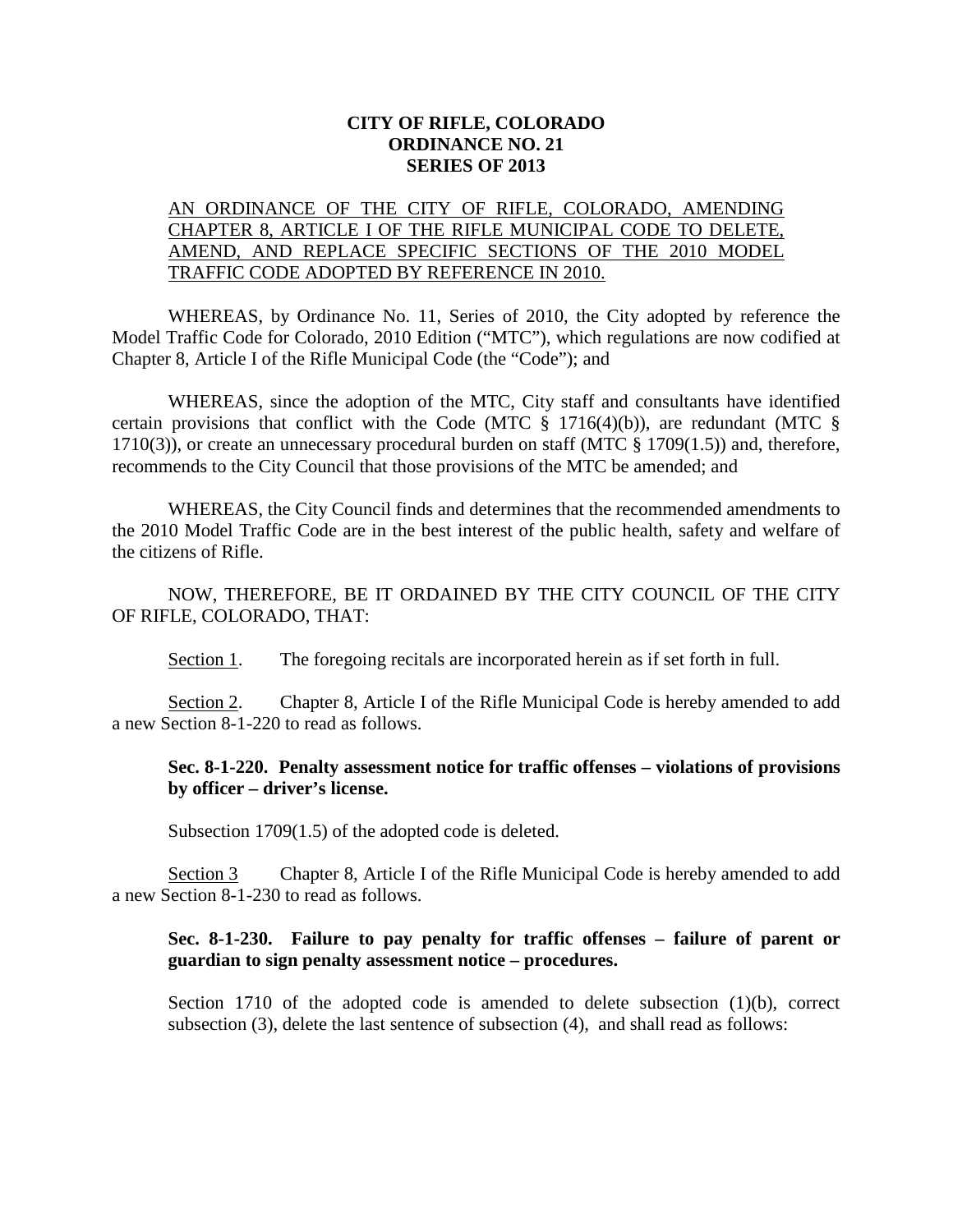**CITY OF RIFLE, COLORADO**
**ORDINANCE NO. 21**
**SERIES OF 2013**

AN ORDINANCE OF THE CITY OF RIFLE, COLORADO, AMENDING CHAPTER 8, ARTICLE I OF THE RIFLE MUNICIPAL CODE TO DELETE, AMEND, AND REPLACE SPECIFIC SECTIONS OF THE 2010 MODEL TRAFFIC CODE ADOPTED BY REFERENCE IN 2010.

WHEREAS, by Ordinance No. 11, Series of 2010, the City adopted by reference the Model Traffic Code for Colorado, 2010 Edition ("MTC"), which regulations are now codified at Chapter 8, Article I of the Rifle Municipal Code (the "Code"); and

WHEREAS, since the adoption of the MTC, City staff and consultants have identified certain provisions that conflict with the Code (MTC § 1716(4)(b)), are redundant (MTC § 1710(3)), or create an unnecessary procedural burden on staff (MTC § 1709(1.5)) and, therefore, recommends to the City Council that those provisions of the MTC be amended; and

WHEREAS, the City Council finds and determines that the recommended amendments to the 2010 Model Traffic Code are in the best interest of the public health, safety and welfare of the citizens of Rifle.

NOW, THEREFORE, BE IT ORDAINED BY THE CITY COUNCIL OF THE CITY OF RIFLE, COLORADO, THAT:

Section 1. The foregoing recitals are incorporated herein as if set forth in full.

Section 2. Chapter 8, Article I of the Rifle Municipal Code is hereby amended to add a new Section 8-1-220 to read as follows.

**Sec. 8-1-220. Penalty assessment notice for traffic offenses – violations of provisions by officer – driver's license.**

Subsection 1709(1.5) of the adopted code is deleted.

Section 3 Chapter 8, Article I of the Rifle Municipal Code is hereby amended to add a new Section 8-1-230 to read as follows.

**Sec. 8-1-230. Failure to pay penalty for traffic offenses – failure of parent or guardian to sign penalty assessment notice – procedures.**

Section 1710 of the adopted code is amended to delete subsection (1)(b), correct subsection (3), delete the last sentence of subsection (4), and shall read as follows: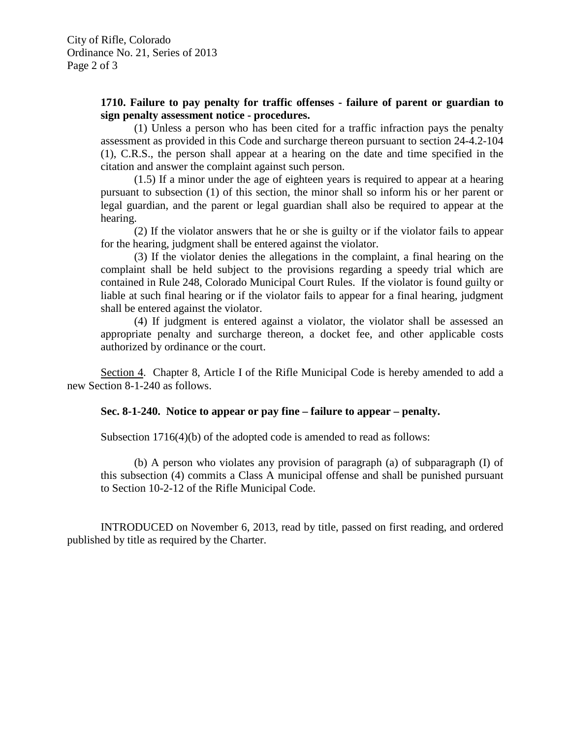**1710. Failure to pay penalty for traffic offenses - failure of parent or guardian to sign penalty assessment notice - procedures.**

(1) Unless a person who has been cited for a traffic infraction pays the penalty assessment as provided in this Code and surcharge thereon pursuant to section 24-4.2-104 (1), C.R.S., the person shall appear at a hearing on the date and time specified in the citation and answer the complaint against such person.

(1.5) If a minor under the age of eighteen years is required to appear at a hearing pursuant to subsection (1) of this section, the minor shall so inform his or her parent or legal guardian, and the parent or legal guardian shall also be required to appear at the hearing.

(2) If the violator answers that he or she is guilty or if the violator fails to appear for the hearing, judgment shall be entered against the violator.

(3) If the violator denies the allegations in the complaint, a final hearing on the complaint shall be held subject to the provisions regarding a speedy trial which are contained in Rule 248, Colorado Municipal Court Rules. If the violator is found guilty or liable at such final hearing or if the violator fails to appear for a final hearing, judgment shall be entered against the violator.

(4) If judgment is entered against a violator, the violator shall be assessed an appropriate penalty and surcharge thereon, a docket fee, and other applicable costs authorized by ordinance or the court.

Section 4. Chapter 8, Article I of the Rifle Municipal Code is hereby amended to add a new Section 8-1-240 as follows.

**Sec. 8-1-240. Notice to appear or pay fine – failure to appear – penalty.**

Subsection 1716(4)(b) of the adopted code is amended to read as follows:

(b) A person who violates any provision of paragraph (a) of subparagraph (I) of this subsection (4) commits a Class A municipal offense and shall be punished pursuant to Section 10-2-12 of the Rifle Municipal Code.

INTRODUCED on November 6, 2013, read by title, passed on first reading, and ordered published by title as required by the Charter.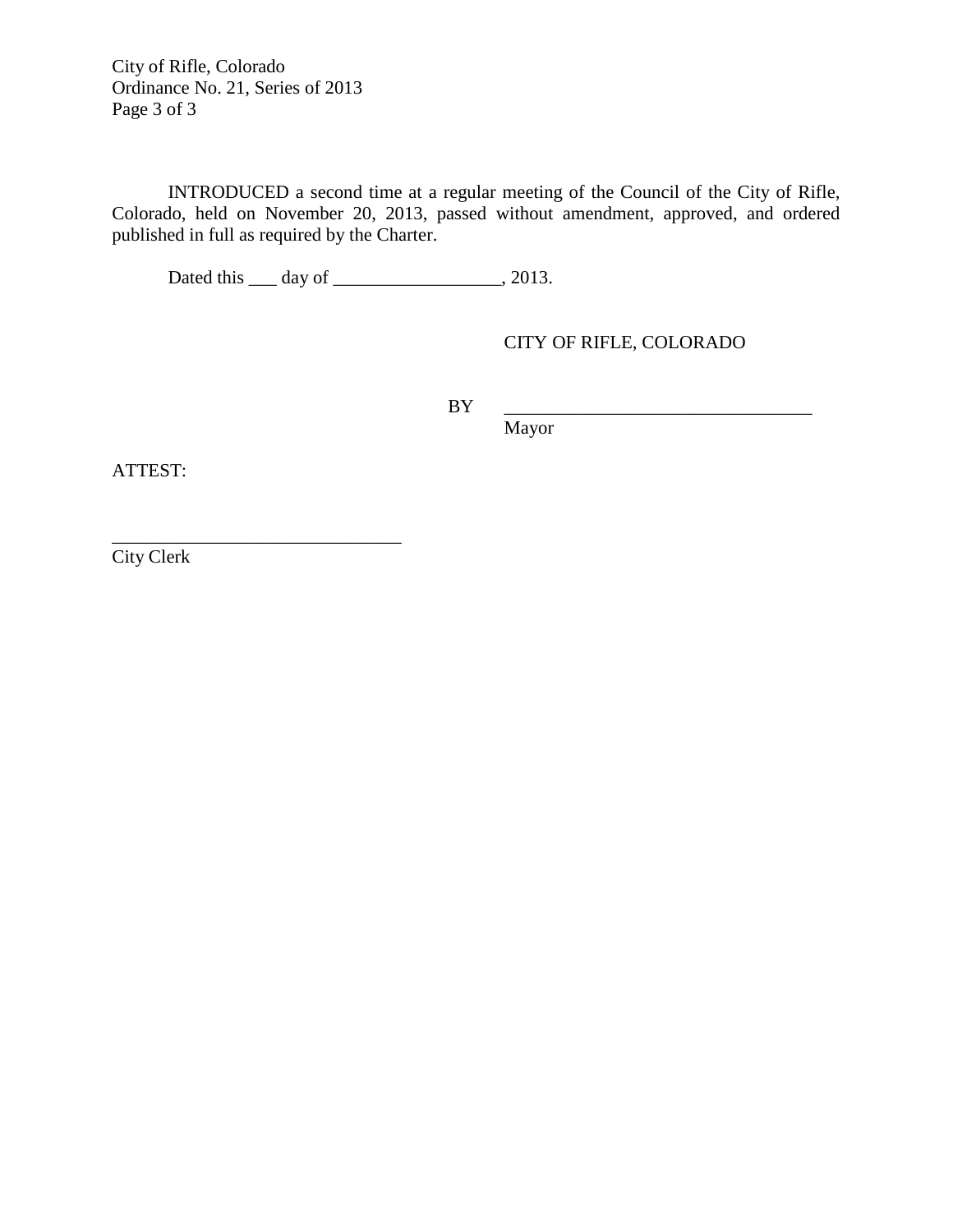INTRODUCED a second time at a regular meeting of the Council of the City of Rifle, Colorado, held on November 20, 2013, passed without amendment, approved, and ordered published in full as required by the Charter.

Dated this ___ day of __________________, 2013.

CITY OF RIFLE, COLORADO

BY __________________________________
Mayor

ATTEST:

________________________________
City Clerk